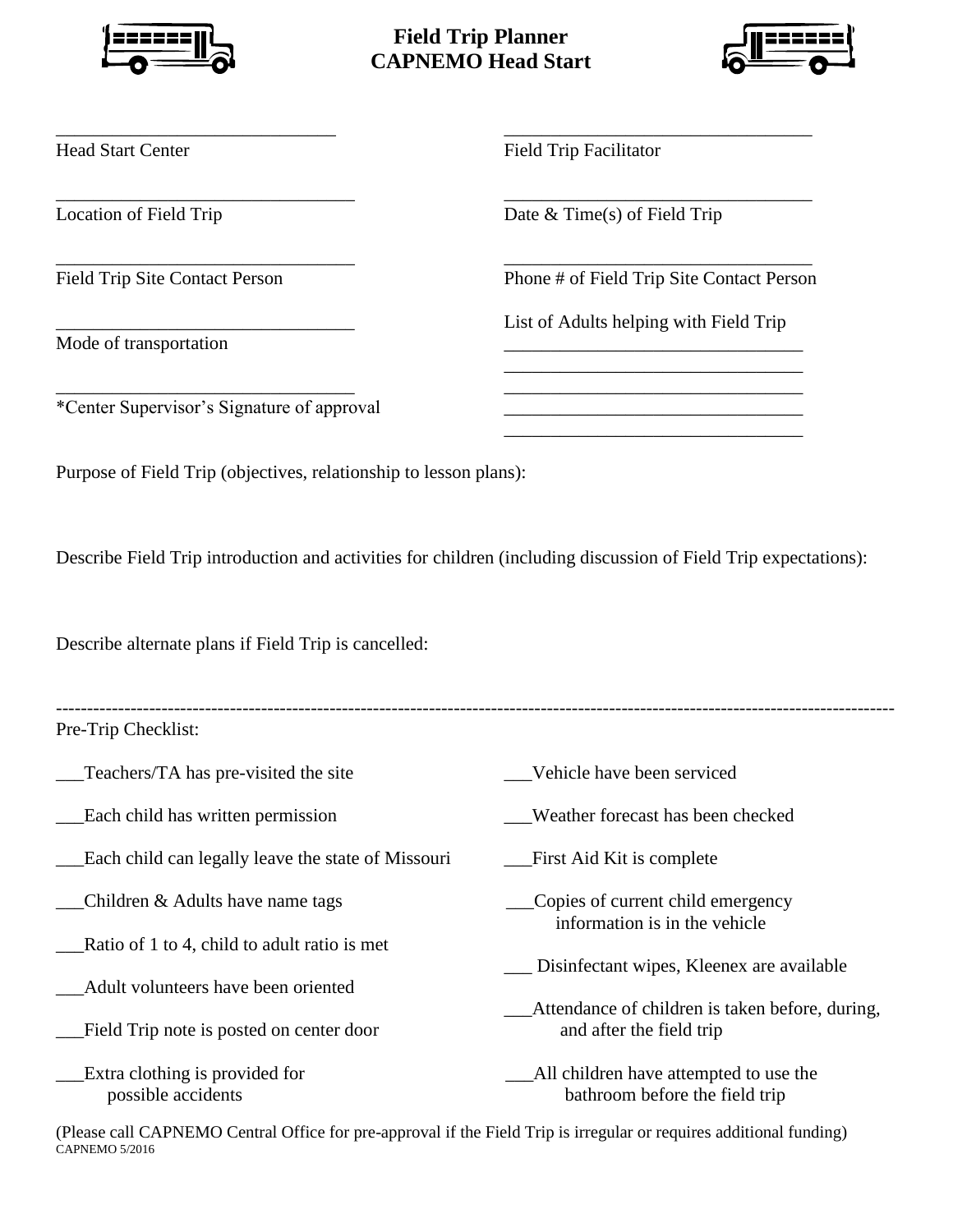# Field Trip Planner
## CAPNEMO Head Start

______________________________
Head Start Center

______________________________
Field Trip Facilitator

______________________________
Location of Field Trip

______________________________
Date & Time(s) of Field Trip

______________________________
Field Trip Site Contact Person

______________________________
Phone # of Field Trip Site Contact Person

______________________________
Mode of transportation

______________________________
*Center Supervisor's Signature of approval

List of Adults helping with Field Trip
______________________________
______________________________
______________________________
______________________________

Purpose of Field Trip (objectives, relationship to lesson plans):

Describe Field Trip introduction and activities for children (including discussion of Field Trip expectations):

Describe alternate plans if Field Trip is cancelled:

---

Pre-Trip Checklist:

___Teachers/TA has pre-visited the site

___Each child has written permission

___Each child can legally leave the state of Missouri

___Children & Adults have name tags

___Ratio of 1 to 4, child to adult ratio is met

___Adult volunteers have been oriented

___Field Trip note is posted on center door

___Extra clothing is provided for possible accidents

___Vehicle have been serviced

___Weather forecast has been checked

___First Aid Kit is complete

___Copies of current child emergency information is in the vehicle

___ Disinfectant wipes, Kleenex are available

___Attendance of children is taken before, during, and after the field trip

___All children have attempted to use the bathroom before the field trip

(Please call CAPNEMO Central Office for pre-approval if the Field Trip is irregular or requires additional funding)

CAPNEMO 5/2016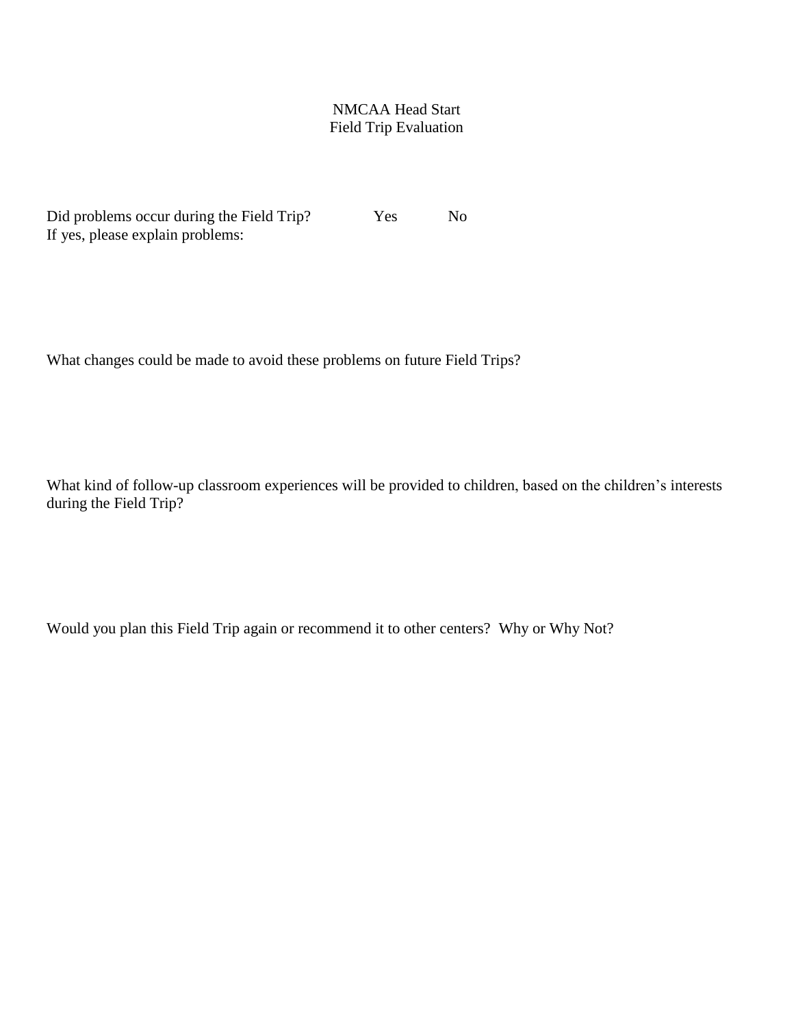NMCAA Head Start
Field Trip Evaluation

Did problems occur during the Field Trip? Yes No
If yes, please explain problems:

What changes could be made to avoid these problems on future Field Trips?

What kind of follow-up classroom experiences will be provided to children, based on the children's interests during the Field Trip?

Would you plan this Field Trip again or recommend it to other centers? Why or Why Not?